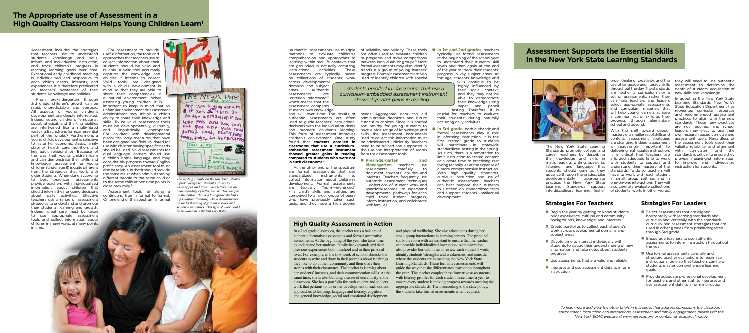# The Appropriate use of Assessment in a High Quality Classroom Helps Young Children Learn[1]

Assessment includes the strategies that teachers use to understand students' knowledge and skills, inform and individualize instruction, and track children's progress in reaching learning goals over time. Exceptional early childhood teaching is individualized and responsive to each child's needs, interests, and experiences. It is therefore predicated on teachers' awareness of their students' knowledge and abilities.

From prekindergarten through 3rd grade, children's growth can be rapid, unpredictable, and episodic. All aspects of young children's development are deeply interrelated. Indeed, young children's "emotional, social, physical, and thinking abilities are intertwined like a multi-fibred weaving. Each strand forms an essential part of the whole."[2] Furthermore, a young child's development is sensitive to his or her economic status, family stability, health care, nutrition, and key adult relationships. Because of the way that young children learn and can demonstrate their skills and knowledge, assessment for young children (under age 8) is quite different from the strategies that work with older students. When done according to best practices, assessments provide teachers with individualized information about children that should inform their ongoing decisions about daily activities. Effective teachers use a range of assessment strategies to understand and promote their students' learning and growth. Indeed, great care must be taken to use appropriate assessment tools and collect information about children in many ways, at many points in time.

For assessment to provide useful information, the tools and approaches that teachers use to collect information about their students should be valid and reliable. A valid tool accurately captures the knowledge and abilities it intends to collect. Valid tools are designed with a child's development in mind so that they are able to share their competencies in a natural environment. When assessing young children, it is important to keep in mind that an unfamiliar environment or assessment administrator may inhibit a child's ability to share their knowledge and skills. To be valid, assessment tools must be developmentally, culturally, and linguistically appropriate. For children with developmental disabilities, only measures that have been designed and field-validated for use with children having specific needs should be used. Valid assessments for dual language learners should use a child's home language and may consider his progress toward English proficiency. An assessment tool must also be reliable, in that it should provide the same result when administered by different people to the same child or to the same child at two time points in close proximity.[3]

Assessment tools fall along a continuum, from informal to formal. On one end of the spectrum, informal

*The writing sample on the top demonstrates a prekindergarten student's ability to write upper and lower case letters and his understanding of letter sounds. The sample on the bottom shows a first grade student's informational writing, which demonstrates an understanding of grammar rules and sentence structures. This type of work could be included in a student's portfolio.*

"authentic" assessments use multiple methods to evaluate children's comprehension and approaches to learning within real life contexts that are grounded in naturally occurring instructional activities. These assessments are typically based on collections of students' work across developmental domains and subject areas. Authentic assessments are "criterion referenced," which means that the assessment compares students' own knowledge and skill over time. The results of authentic assessments are often used to guide teachers' instructional decisions with the individual students and promote children's learning. This form of assessment improves children's achievement. One study found that **students enrolled in classrooms that use a curriculum-embedded assessment instrument showed greater gains in reading compared to students who were not in such classrooms**.[4]

At the other end of the spectrum are formal assessments that use standardized instruments to collect information about children's development. Formal assessments are typically "norm-referenced" – a child's skills and abilities are compared to a larger group of peers who have previously taken such tests, and they have a high degree of reliability and validity. These tools are often used to evaluate children or programs and make comparisons between individuals or groups.[5] More formal assessments may also identify trends in a group of young learners' progress. Formal assessments are also used to identify children with special needs. Aggregated data can aid administrative decisions and future curriculum choices. Since it is normal and healthy for young students to have a wide range of knowledge and skills, the assessment instruments used to collect this information must be administered judiciously. Teachers need to be trained and supported in the use and interpretation of scores from the assessment tools.

> *...students enrolled in classrooms that use a curriculum-embedded assessment instrument showed greater gains in reading...*

- **Prekindergarten and kindergarten** teachers use assessments carefully to document students' abilities and interests. Teachers frequently use authentic assessment techniques – collections of student work and anecdotal records – to understand developmental pathways for each child, track student progress, inform instruction, and collaborate with families.
- **In 1st and 2nd grades,** teachers typically use formal assessments at the beginning of the school year to understand their students' skill levels and then again at the end of the year to track their students' progress in key subject areas. At this age, students' knowledge and skills continue to be highly influenced by their social context, and they may not be able to demonstrate their knowledge using paper and pencil testing. Therefore, it is crucial for teachers to evaluate their students' during naturally occurring daily activities.
- **In 3rd grade,** both authentic and formal assessments play a role in informing instruction. It is the first "tested" grade so students will participate in statewide standardized testing in the spring. As such, there is a temptation to limit instruction to tested content or allocate time to practicing test taking techniques at the expense of a more comprehensive instruction. With high quality standards, curricula, instruction, and use of authentic assessment, teachers can best prepare their students to succeed on standardized tests and support students' intellectual development.

## High Quality Assessment in Action

In a 2nd grade classroom, the teacher uses a balance of authentic formative assessments and formal summative assessments. At the beginning of the year, she takes time to understand her students' family backgrounds and their previous experiences both in school and in their personal lives. For example, in the first week of school, she asks the students to write and draw in their journals about the things they like to do in their community and then share their stories with their classmates. The teacher is learning about her students' interests, and their communication skills. At the same time, she is also building a sense of community in the classroom. She has a portfolio for each student and collects work that pertains to his or her development in each domain: approaches to learning, language and literacy, cognition and general knowledge, social and emotional development, and physical wellbeing. She also takes notes during her small group interactions in learning centers. The principal staffs the room with an assistant to ensure that the teacher can provide individualized instruction. Administration also provides her with time to review each student's work, identify students' strengths and weaknesses, and consider where the students are in meeting the New York State Learning Standards. These formative assessments will guide the way that she differentiates instruction throughout the year. The teacher couples these formative assessments with literacy profiles for each student three times a year to ensure every student is making progress towards meeting the appropriate standards. Then, according to the state policy, the students take formal assessments when required.

# Assessment Supports the Essential Skills in the New York State Learning Standards

The New York State Learning Standards promote college and career readiness by describing the knowledge and skills in math, reading, writing, speaking, listening, and language that students should gain as they advance through the grades. Like developmentally appropriate practice, the New York State Learning Standards support interdisciplinary learning, higher order thinking, creativity, and the use of language and literacy skills throughout the day. The standards are neither a curriculum nor a set of assessments; rather they can help teachers and leaders select appropriate assessments and curriculum materials that will help young learners achieve a common set of skills as they progress through elementary school and beyond.

With the shift toward deeper mastery of a smaller set of skills and content, assessment strategies are changing. Indeed, assessment is increasingly important to delivering high quality instruction. It is critical that teachers are afforded adequate time to work with students to support and understand their mastery of the standards. To do so, teachers will have to work with each student in small group settings and in one-on-one interactions. They will also carefully evaluate collections of students' work. In other words, they will need to use authentic assessment to determine the depth of students' acquisition of new skills and knowledge.

In adopting the New York State Learning Standards, New York's State Education Department has reoriented curricular resources and recommended assessment practices to align with the new standards. These new practices are not required, and school leaders may elect to use their own research based curricula and assessment tools. Regardless of the assessment tools used, their validity, reliability, and alignment with curriculum and the standards is critical to ensure they provide meaningful information to improve and individualize instruction for students.

### Strategies For Teachers

- Begin the year by getting to know students' prior experience, cultural and community backgrounds, knowledge, and interests
- Create portfolios to collect each student's work across developmental domains and subject areas
- Devote time to interact individually with students to gauge their understanding of new information and take notes about students' progress
- Use assessments that are valid and reliable
- Interpret and use assessment data to inform instruction

### Strategies For Leaders

- Select assessments that are aligned horizontally with learning standards and curricula and vertically with the standards, curricula, and assessment strategies that are used in other grades from prekindergarten through 3rd grade
- Encourage teachers to use authentic assessments to inform instruction throughout the year
- Use formal assessments carefully and structure teacher evaluations to maximize instructional time so that teachers can help students master comprehensive learning goals
- Provide adequate professional development for teachers and other staff to interpret and use assessment data to inform instruction

*To learn more and view the other briefs in this series that address curriculum, the classroom environment, instruction and interactions, assessment and family engagement, please visit the New York ECAC website at www.nysecac.org or contact us ecac@ccf.ny.gov*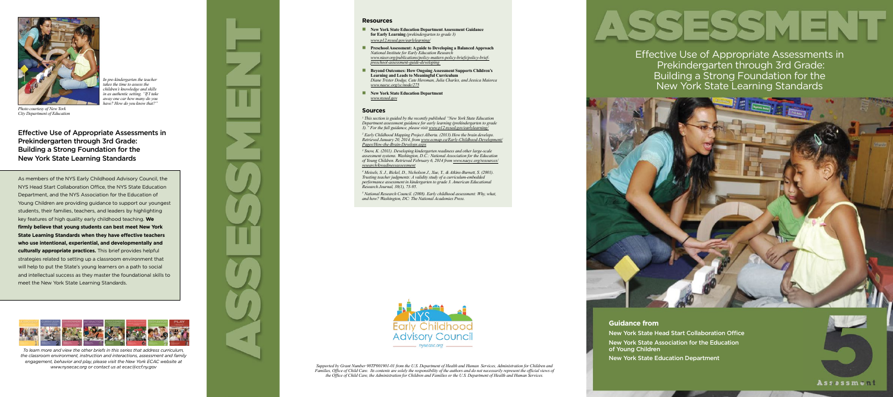*In pre-kindergarten the teacher takes the time to assess the children's knowledge and skills in an authentic setting. "If I take away one car how many do you have? How do you know that?"*

*Photo courtesy of New York City Department of Education*

## Effective Use of Appropriate Assessments in Prekindergarten through 3rd Grade: Building a Strong Foundation for the New York State Learning Standards

As members of the NYS Early Childhood Advisory Council, the NYS Head Start Collaboration Office, the NYS State Education Department, and the NYS Association for the Education of Young Children are providing guidance to support our youngest students, their families, teachers, and leaders by highlighting key features of high quality early childhood teaching. **We firmly believe that young students can best meet New York State Learning Standards when they have effective teachers who use intentional, experiential, and developmentally and culturally appropriate practices.** This brief provides helpful strategies related to setting up a classroom environment that will help to put the State's young learners on a path to social and intellectual success as they master the foundational skills to meet the New York State Learning Standards.

*To learn more and view the other briefs in this series that address curriculum, the classroom environment, instruction and interactions, assessment and family engagement, behavior and play, please visit the New York ECAC website at www.nysecac.org or contact us at ecac@ccf.ny.gov*

ASSESSMENT

### Resources

- **New York State Education Department Assessment Guidance for Early Learning** *(prekindergarten to grade 3)*
  *www.p12.nysed.gov/earlylearning/*
- **Preschool Assessment: A guide to Developing a Balanced Approach**
  *National Institute for Early Education Research*
  *www.nieer.org/publications/policy-matters-policy-briefs/policy-brief-preschool-assessment-guide-developing*
- **Beyond Outcomes: How Ongoing Assessment Supports Children's Learning and Leads to Meaningful Curriculum**
  *Diane Trister Dodge, Cate Heroman, Julia Charles, and Jessica Maiorca*
  *www.naeyc.org/yc/node/275*
- **New York State Education Department**
  *www.nysed.gov*

### Sources

*[1] This section is guided by the recently published "New York State Education Department assessment guidance for early learning (prekindergarten to grade 3)." For the full guidance, please visit www.p12.nysed.gov/earlylearning/*

*[2] Early Childhood Mapping Project Alberta. (2013) How the brain develops. Retrieved January 20, 2014, from www.ecmap.ca/Early-Childhood-Development/Pages/How-the-Brain-Develops.aspx*

*[3] Snow, K. (2011). Developing kindergarten readiness and other large-scale assessment systems. Washington, D.C.: National Association for the Education of Young Children. Retrieved February 6, 2014 from www.naeyc.org/resources/research/kreadinessassessment*

*[4] Meisels, S. J., Bickel, D., Nicholson J., Xue, Y., & Atkins-Burnett, S. (2001). Trusting teacher judgments: A validity study of a curriculum-embedded performance assessment in kindergarten to grade 3. American Educational Research Journal, 38(1), 73-95.*

*[5] National Research Council. (2008). Early childhood assessment: Why, what, and how? Washington, DC: The National Academies Press.*

NYS Early Childhood Advisory Council
nysecac.org

*Supported by Grant Number 90TP001901-01 from the U.S. Department of Health and Human Services, Administration for Children and Families, Office of Child Care. Its contents are solely the responsibility of the authors and do not necessarily represent the official views of the Office of Child Care, the Administration for Children and Families or the U.S. Department of Health and Human Services.*

# ASSESSMENT

## Effective Use of Appropriate Assessments in Prekindergarten through 3rd Grade: Building a Strong Foundation for the New York State Learning Standards

### Guidance from

New York State Head Start Collaboration Office

New York State Association for the Education of Young Children

New York State Education Department

5

Assessment